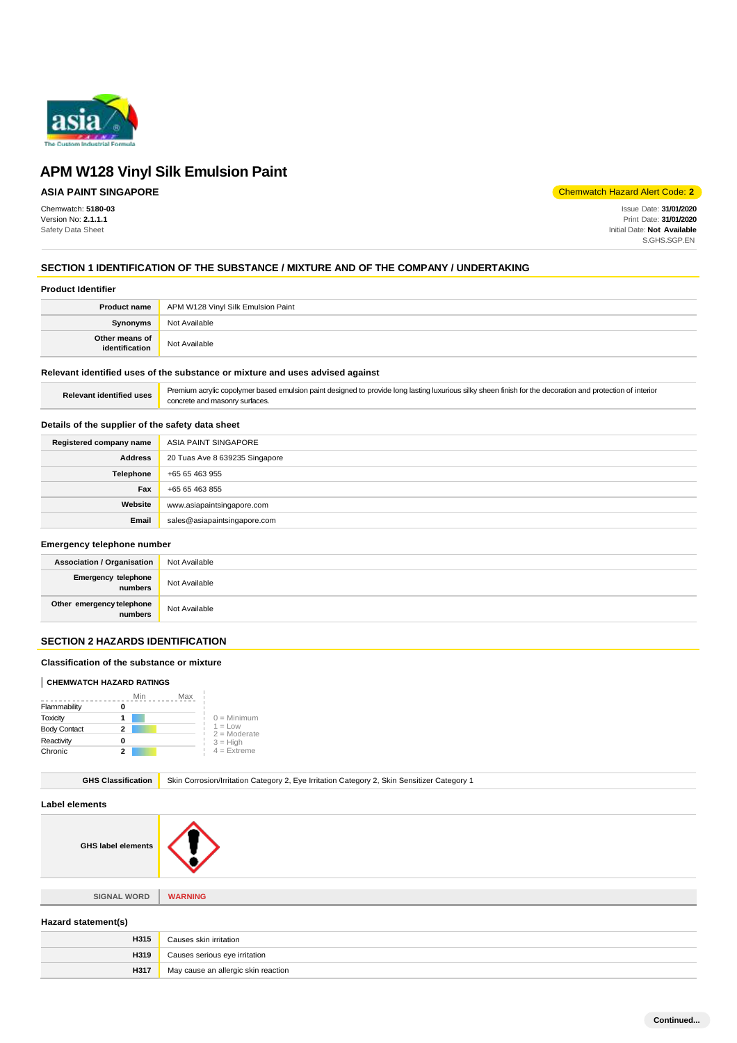# APM W128 Vinyl Silk Emulsion Paint

**ASIA PAINT SINGAPORE**

Chemwatch Hazard Alert Code: **2**

Chemwatch: **5180-03**
Version No: **2.1.1.1**
Safety Data Sheet

Issue Date: **31/01/2020**
Print Date: **31/01/2020**
Initial Date: **Not Available**
S.GHS.SGP.EN

## SECTION 1 IDENTIFICATION OF THE SUBSTANCE / MIXTURE AND OF THE COMPANY / UNDERTAKING

### Product Identifier

| | |
|---|---|
| **Product name** | APM W128 Vinyl Silk Emulsion Paint |
| **Synonyms** | Not Available |
| **Other means of identification** | Not Available |

### Relevant identified uses of the substance or mixture and uses advised against

| | |
|---|---|
| **Relevant identified uses** | Premium acrylic copolymer based emulsion paint designed to provide long lasting luxurious silky sheen finish for the decoration and protection of interior concrete and masonry surfaces. |

### Details of the supplier of the safety data sheet

| | |
|---|---|
| **Registered company name** | ASIA PAINT SINGAPORE |
| **Address** | 20 Tuas Ave 8 639235 Singapore |
| **Telephone** | +65 65 463 955 |
| **Fax** | +65 65 463 855 |
| **Website** | www.asiapaintsingapore.com |
| **Email** | sales@asiapaintsingapore.com |

### Emergency telephone number

| | |
|---|---|
| **Association / Organisation** | Not Available |
| **Emergency telephone numbers** | Not Available |
| **Other emergency telephone numbers** | Not Available |

## SECTION 2 HAZARDS IDENTIFICATION

### Classification of the substance or mixture

**CHEMWATCH HAZARD RATINGS**

| | Min | Max |
|---|---|---|
| Flammability | 0 | |
| Toxicity | 1 | |
| Body Contact | 2 | |
| Reactivity | 0 | |
| Chronic | 2 | |

0 = Minimum
1 = Low
2 = Moderate
3 = High
4 = Extreme

| | |
|---|---|
| **GHS Classification** | Skin Corrosion/Irritation Category 2, Eye Irritation Category 2, Skin Sensitizer Category 1 |

### Label elements

| | |
|---|---|
| **GHS label elements** | |
| **SIGNAL WORD** | **WARNING** |

### Hazard statement(s)

| | |
|---|---|
| **H315** | Causes skin irritation |
| **H319** | Causes serious eye irritation |
| **H317** | May cause an allergic skin reaction |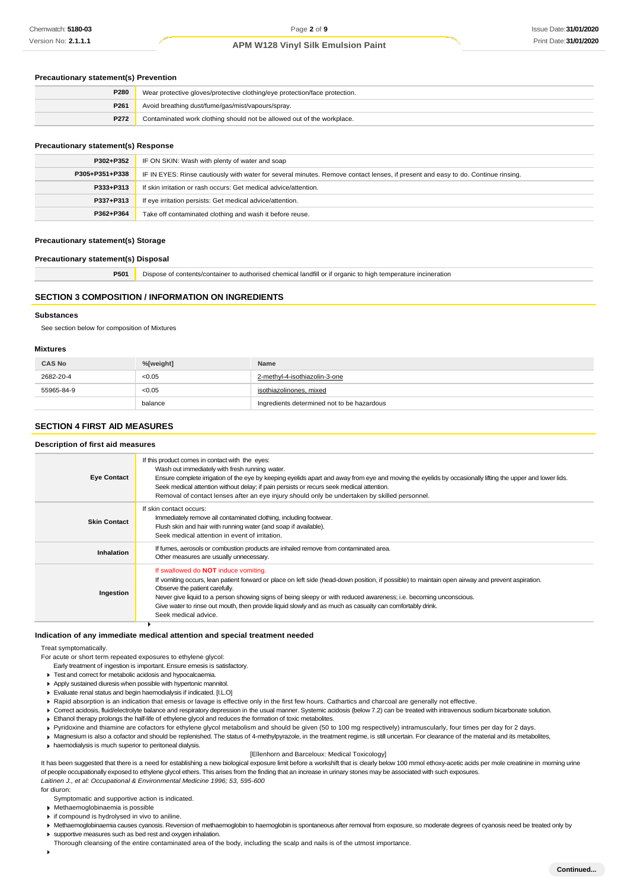### Precautionary statement(s) Prevention

| | |
|---|---|
| **P280** | Wear protective gloves/protective clothing/eye protection/face protection. |
| **P261** | Avoid breathing dust/fume/gas/mist/vapours/spray. |
| **P272** | Contaminated work clothing should not be allowed out of the workplace. |

### Precautionary statement(s) Response

| | |
|---|---|
| **P302+P352** | IF ON SKIN: Wash with plenty of water and soap |
| **P305+P351+P338** | IF IN EYES: Rinse cautiously with water for several minutes. Remove contact lenses, if present and easy to do. Continue rinsing. |
| **P333+P313** | If skin irritation or rash occurs: Get medical advice/attention. |
| **P337+P313** | If eye irritation persists: Get medical advice/attention. |
| **P362+P364** | Take off contaminated clothing and wash it before reuse. |

### Precautionary statement(s) Storage

### Precautionary statement(s) Disposal

| | |
|---|---|
| **P501** | Dispose of contents/container to authorised chemical landfill or if organic to high temperature incineration |

## SECTION 3 COMPOSITION / INFORMATION ON INGREDIENTS

### Substances

See section below for composition of Mixtures

### Mixtures

| CAS No | %[weight] | Name |
|---|---|---|
| 2682-20-4 | <0.05 | 2-methyl-4-isothiazolin-3-one |
| 55965-84-9 | <0.05 | isothiazolinones, mixed |
| | balance | Ingredients determined not to be hazardous |

## SECTION 4 FIRST AID MEASURES

### Description of first aid measures

| | |
|---|---|
| **Eye Contact** | If this product comes in contact with the eyes: Wash out immediately with fresh running water. Ensure complete irrigation of the eye by keeping eyelids apart and away from eye and moving the eyelids by occasionally lifting the upper and lower lids. Seek medical attention without delay; if pain persists or recurs seek medical attention. Removal of contact lenses after an eye injury should only be undertaken by skilled personnel. |
| **Skin Contact** | If skin contact occurs: Immediately remove all contaminated clothing, including footwear. Flush skin and hair with running water (and soap if available). Seek medical attention in event of irritation. |
| **Inhalation** | If fumes, aerosols or combustion products are inhaled remove from contaminated area. Other measures are usually unnecessary. |
| **Ingestion** | If swallowed do **NOT** induce vomiting. If vomiting occurs, lean patient forward or place on left side (head-down position, if possible) to maintain open airway and prevent aspiration. Observe the patient carefully. Never give liquid to a person showing signs of being sleepy or with reduced awareness; i.e. becoming unconscious. Give water to rinse out mouth, then provide liquid slowly and as much as casualty can comfortably drink. Seek medical advice. |

### Indication of any immediate medical attention and special treatment needed

Treat symptomatically.

For acute or short term repeated exposures to ethylene glycol:

Early treatment of ingestion is important. Ensure emesis is satisfactory.

- Test and correct for metabolic acidosis and hypocalcaemia.
- Apply sustained diuresis when possible with hypertonic mannitol.
- Evaluate renal status and begin haemodialysis if indicated. [I.L.O]
- Rapid absorption is an indication that emesis or lavage is effective only in the first few hours. Cathartics and charcoal are generally not effective.
- Correct acidosis, fluid/electrolyte balance and respiratory depression in the usual manner. Systemic acidosis (below 7.2) can be treated with intravenous sodium bicarbonate solution.
- Ethanol therapy prolongs the half-life of ethylene glycol and reduces the formation of toxic metabolites.
- Pyridoxine and thiamine are cofactors for ethylene glycol metabolism and should be given (50 to 100 mg respectively) intramuscularly, four times per day for 2 days.
- Magnesium is also a cofactor and should be replenished. The status of 4-methylpyrazole, in the treatment regime, is still uncertain. For clearance of the material and its metabolites,
- haemodialysis is much superior to peritoneal dialysis.

[Ellenhorn and Barceloux: Medical Toxicology]

It has been suggested that there is a need for establishing a new biological exposure limit before a workshift that is clearly below 100 mmol ethoxy-acetic acids per mole creatinine in morning urine of people occupationally exposed to ethylene glycol ethers. This arises from the finding that an increase in urinary stones may be associated with such exposures.

*Laitinen J., et al: Occupational & Environmental Medicine 1996; 53, 595-600*

for diuron:

Symptomatic and supportive action is indicated.

- Methaemoglobinaemia is possible
- if compound is hydrolysed in vivo to aniline.
- Methaemoglobinaemia causes cyanosis. Reversion of methaemoglobin to haemoglobin is spontaneous after removal from exposure, so moderate degrees of cyanosis need be treated only by
- supportive measures such as bed rest and oxygen inhalation.

Thorough cleansing of the entire contaminated area of the body, including the scalp and nails is of the utmost importance.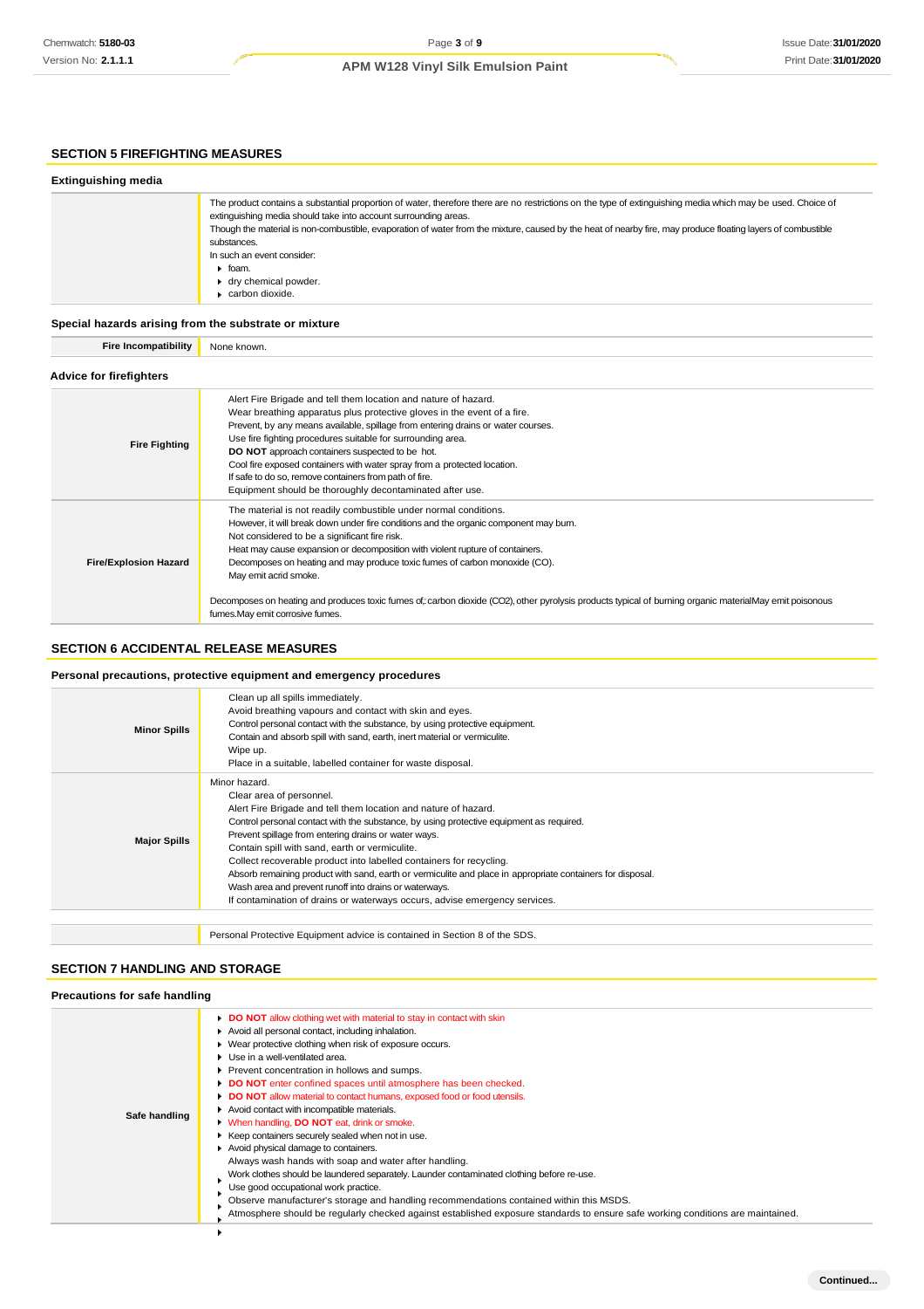## SECTION 5 FIREFIGHTING MEASURES

### Extinguishing media

| | |
|---|---|
| | The product contains a substantial proportion of water, therefore there are no restrictions on the type of extinguishing media which may be used. Choice of extinguishing media should take into account surrounding areas.<br>Though the material is non-combustible, evaporation of water from the mixture, caused by the heat of nearby fire, may produce floating layers of combustible substances.<br>In such an event consider:<br>▸ foam.<br>▸ dry chemical powder.<br>▸ carbon dioxide. |

### Special hazards arising from the substrate or mixture

| | |
|---|---|
| **Fire Incompatibility** | None known. |

### Advice for firefighters

| | |
|---|---|
| **Fire Fighting** | Alert Fire Brigade and tell them location and nature of hazard.<br>Wear breathing apparatus plus protective gloves in the event of a fire.<br>Prevent, by any means available, spillage from entering drains or water courses.<br>Use fire fighting procedures suitable for surrounding area.<br>**DO NOT** approach containers suspected to be hot.<br>Cool fire exposed containers with water spray from a protected location.<br>If safe to do so, remove containers from path of fire.<br>Equipment should be thoroughly decontaminated after use. |
| **Fire/Explosion Hazard** | The material is not readily combustible under normal conditions.<br>However, it will break down under fire conditions and the organic component may burn.<br>Not considered to be a significant fire risk.<br>Heat may cause expansion or decomposition with violent rupture of containers.<br>Decomposes on heating and may produce toxic fumes of carbon monoxide (CO).<br>May emit acrid smoke.<br><br>Decomposes on heating and produces toxic fumes of:carbon dioxide ($CO_2$),other pyrolysis products typical of burning organic materialMay emit poisonous fumes.May emit corrosive fumes. |

## SECTION 6 ACCIDENTAL RELEASE MEASURES

### Personal precautions, protective equipment and emergency procedures

| | |
|---|---|
| **Minor Spills** | Clean up all spills immediately.<br>Avoid breathing vapours and contact with skin and eyes.<br>Control personal contact with the substance, by using protective equipment.<br>Contain and absorb spill with sand, earth, inert material or vermiculite.<br>Wipe up.<br>Place in a suitable, labelled container for waste disposal. |
| **Major Spills** | Minor hazard.<br>Clear area of personnel.<br>Alert Fire Brigade and tell them location and nature of hazard.<br>Control personal contact with the substance, by using protective equipment as required.<br>Prevent spillage from entering drains or water ways.<br>Contain spill with sand, earth or vermiculite.<br>Collect recoverable product into labelled containers for recycling.<br>Absorb remaining product with sand, earth or vermiculite and place in appropriate containers for disposal.<br>Wash area and prevent runoff into drains or waterways.<br>If contamination of drains or waterways occurs, advise emergency services. |
| | Personal Protective Equipment advice is contained in Section 8 of the SDS. |

## SECTION 7 HANDLING AND STORAGE

### Precautions for safe handling

| | |
|---|---|
| **Safe handling** | ▸ **DO NOT** allow clothing wet with material to stay in contact with skin<br>▸ Avoid all personal contact, including inhalation.<br>▸ Wear protective clothing when risk of exposure occurs.<br>▸ Use in a well-ventilated area.<br>▸ Prevent concentration in hollows and sumps.<br>▸ **DO NOT** enter confined spaces until atmosphere has been checked.<br>▸ **DO NOT** allow material to contact humans, exposed food or food utensils.<br>▸ Avoid contact with incompatible materials.<br>▸ When handling, **DO NOT** eat, drink or smoke.<br>▸ Keep containers securely sealed when not in use.<br>▸ Avoid physical damage to containers.<br>▸ Always wash hands with soap and water after handling.<br>▸ Work clothes should be laundered separately. Launder contaminated clothing before re-use.<br>▸ Use good occupational work practice.<br>▸ Observe manufacturer's storage and handling recommendations contained within this MSDS.<br>▸ Atmosphere should be regularly checked against established exposure standards to ensure safe working conditions are maintained. |

Continued...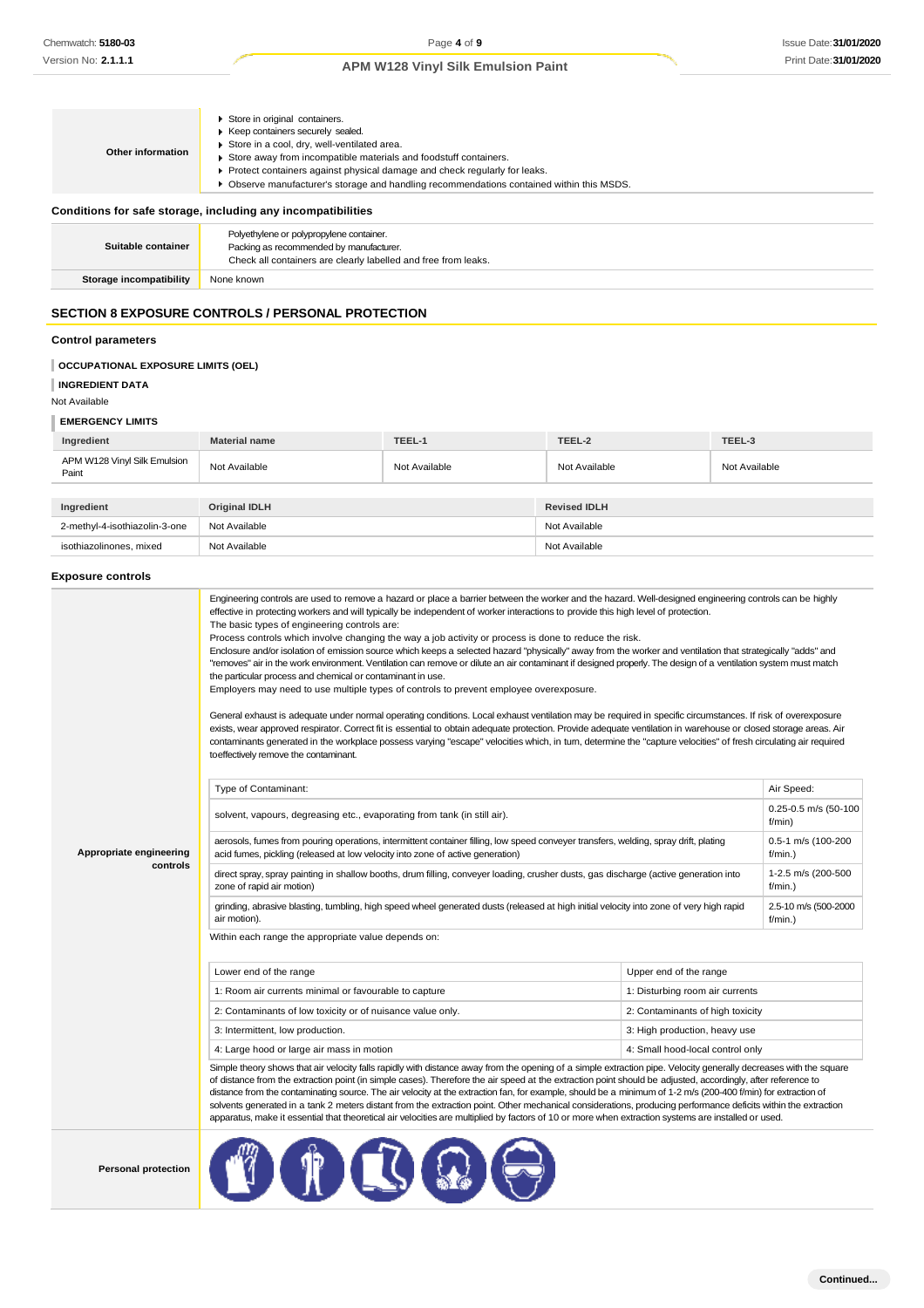| | |
|---|---|
| **Other information** | ▶ Store in original containers.<br>▶ Keep containers securely sealed.<br>▶ Store in a cool, dry, well-ventilated area.<br>▶ Store away from incompatible materials and foodstuff containers.<br>▶ Protect containers against physical damage and check regularly for leaks.<br>▶ Observe manufacturer's storage and handling recommendations contained within this MSDS. |

### Conditions for safe storage, including any incompatibilities

| | |
|---|---|
| **Suitable container** | Polyethylene or polypropylene container.<br>Packing as recommended by manufacturer.<br>Check all containers are clearly labelled and free from leaks. |
| **Storage incompatibility** | None known |

## SECTION 8 EXPOSURE CONTROLS / PERSONAL PROTECTION

### Control parameters

**OCCUPATIONAL EXPOSURE LIMITS (OEL)**

**INGREDIENT DATA**

Not Available

**EMERGENCY LIMITS**

| Ingredient | Material name | TEEL-1 | TEEL-2 | TEEL-3 |
|---|---|---|---|---|
| APM W128 Vinyl Silk Emulsion Paint | Not Available | Not Available | Not Available | Not Available |

| Ingredient | Original IDLH | Revised IDLH |
|---|---|---|
| 2-methyl-4-isothiazolin-3-one | Not Available | Not Available |
| isothiazolinones, mixed | Not Available | Not Available |

### Exposure controls

**Appropriate engineering controls**

Engineering controls are used to remove a hazard or place a barrier between the worker and the hazard. Well-designed engineering controls can be highly effective in protecting workers and will typically be independent of worker interactions to provide this high level of protection.
The basic types of engineering controls are:
Process controls which involve changing the way a job activity or process is done to reduce the risk.
Enclosure and/or isolation of emission source which keeps a selected hazard "physically" away from the worker and ventilation that strategically "adds" and "removes" air in the work environment. Ventilation can remove or dilute an air contaminant if designed properly. The design of a ventilation system must match the particular process and chemical or contaminant in use.
Employers may need to use multiple types of controls to prevent employee overexposure.

General exhaust is adequate under normal operating conditions. Local exhaust ventilation may be required in specific circumstances. If risk of overexposure exists, wear approved respirator. Correct fit is essential to obtain adequate protection. Provide adequate ventilation in warehouse or closed storage areas. Air contaminants generated in the workplace possess varying "escape" velocities which, in turn, determine the "capture velocities" of fresh circulating air required toeffectively remove the contaminant.

| Type of Contaminant: | Air Speed: |
|---|---|
| solvent, vapours, degreasing etc., evaporating from tank (in still air). | 0.25-0.5 m/s (50-100 f/min) |
| aerosols, fumes from pouring operations, intermittent container filling, low speed conveyer transfers, welding, spray drift, plating acid fumes, pickling (released at low velocity into zone of active generation) | 0.5-1 m/s (100-200 f/min.) |
| direct spray, spray painting in shallow booths, drum filling, conveyer loading, crusher dusts, gas discharge (active generation into zone of rapid air motion) | 1-2.5 m/s (200-500 f/min.) |
| grinding, abrasive blasting, tumbling, high speed wheel generated dusts (released at high initial velocity into zone of very high rapid air motion). | 2.5-10 m/s (500-2000 f/min.) |

Within each range the appropriate value depends on:

| Lower end of the range | Upper end of the range |
|---|---|
| 1: Room air currents minimal or favourable to capture | 1: Disturbing room air currents |
| 2: Contaminants of low toxicity or of nuisance value only. | 2: Contaminants of high toxicity |
| 3: Intermittent, low production. | 3: High production, heavy use |
| 4: Large hood or large air mass in motion | 4: Small hood-local control only |

Simple theory shows that air velocity falls rapidly with distance away from the opening of a simple extraction pipe. Velocity generally decreases with the square of distance from the extraction point (in simple cases). Therefore the air speed at the extraction point should be adjusted, accordingly, after reference to distance from the contaminating source. The air velocity at the extraction fan, for example, should be a minimum of 1-2 m/s (200-400 f/min) for extraction of solvents generated in a tank 2 meters distant from the extraction point. Other mechanical considerations, producing performance deficits within the extraction apparatus, make it essential that theoretical air velocities are multiplied by factors of 10 or more when extraction systems are installed or used.

**Personal protection**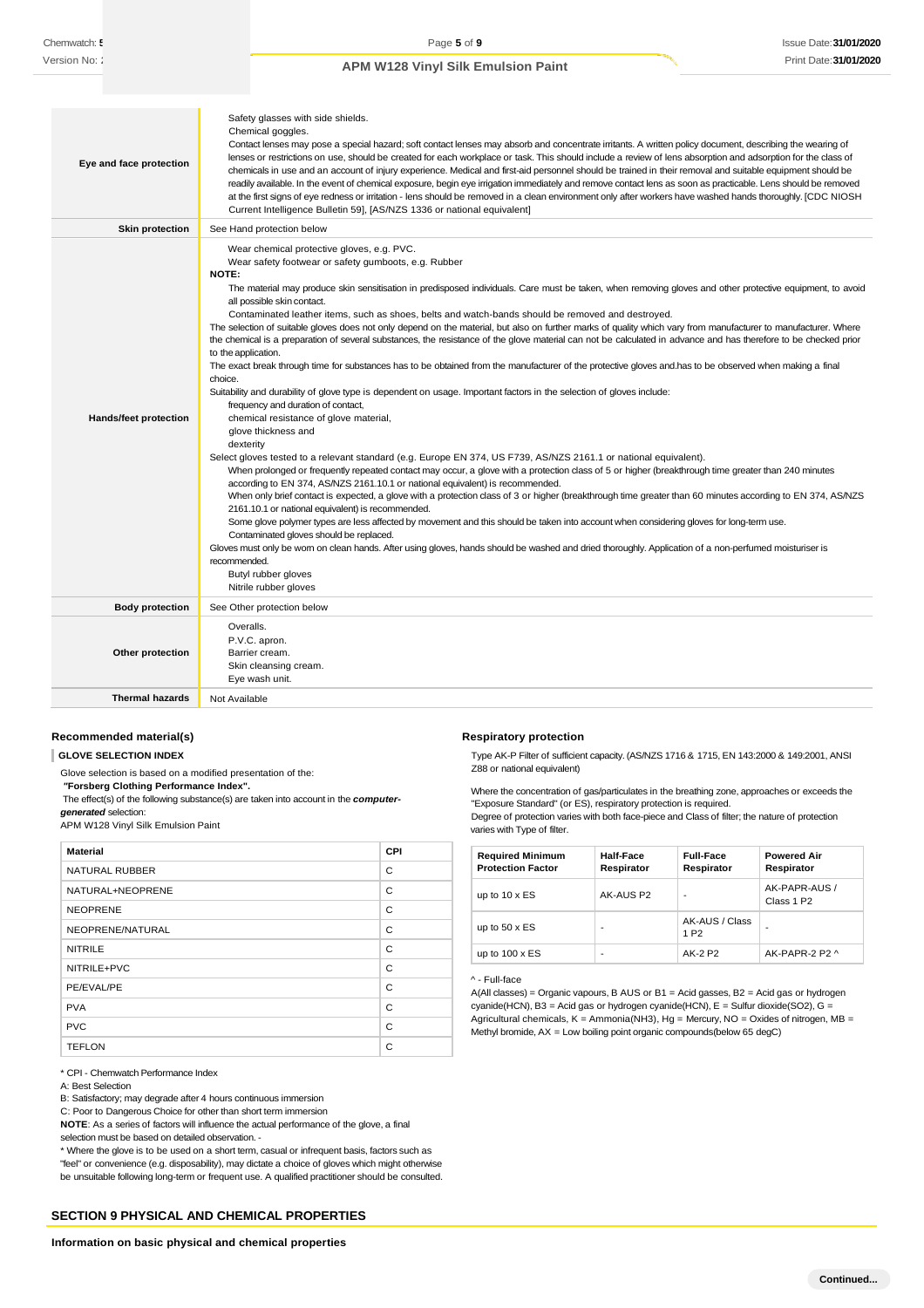| | |
|---|---|
| **Eye and face protection** | Safety glasses with side shields.<br>Chemical goggles.<br>Contact lenses may pose a special hazard; soft contact lenses may absorb and concentrate irritants. A written policy document, describing the wearing of lenses or restrictions on use, should be created for each workplace or task. This should include a review of lens absorption and adsorption for the class of chemicals in use and an account of injury experience. Medical and first-aid personnel should be trained in their removal and suitable equipment should be readily available. In the event of chemical exposure, begin eye irrigation immediately and remove contact lens as soon as practicable. Lens should be removed at the first signs of eye redness or irritation - lens should be removed in a clean environment only after workers have washed hands thoroughly. [CDC NIOSH Current Intelligence Bulletin 59], [AS/NZS 1336 or national equivalent] |
| **Skin protection** | See Hand protection below |
| **Hands/feet protection** | Wear chemical protective gloves, e.g. PVC.<br>Wear safety footwear or safety gumboots, e.g. Rubber<br>**NOTE:**<br>The material may produce skin sensitisation in predisposed individuals. Care must be taken, when removing gloves and other protective equipment, to avoid all possible skin contact.<br>Contaminated leather items, such as shoes, belts and watch-bands should be removed and destroyed.<br>The selection of suitable gloves does not only depend on the material, but also on further marks of quality which vary from manufacturer to manufacturer. Where the chemical is a preparation of several substances, the resistance of the glove material can not be calculated in advance and has therefore to be checked prior to the application.<br>The exact break through time for substances has to be obtained from the manufacturer of the protective gloves and.has to be observed when making a final choice.<br>Suitability and durability of glove type is dependent on usage. Important factors in the selection of gloves include:<br>frequency and duration of contact,<br>chemical resistance of glove material,<br>glove thickness and<br>dexterity<br>Select gloves tested to a relevant standard (e.g. Europe EN 374, US F739, AS/NZS 2161.1 or national equivalent).<br>When prolonged or frequently repeated contact may occur, a glove with a protection class of 5 or higher (breakthrough time greater than 240 minutes according to EN 374, AS/NZS 2161.10.1 or national equivalent) is recommended.<br>When only brief contact is expected, a glove with a protection class of 3 or higher (breakthrough time greater than 60 minutes according to EN 374, AS/NZS 2161.10.1 or national equivalent) is recommended.<br>Some glove polymer types are less affected by movement and this should be taken into account when considering gloves for long-term use.<br>Contaminated gloves should be replaced.<br>Gloves must only be worn on clean hands. After using gloves, hands should be washed and dried thoroughly. Application of a non-perfumed moisturiser is recommended.<br>Butyl rubber gloves<br>Nitrile rubber gloves |
| **Body protection** | See Other protection below |
| **Other protection** | Overalls.<br>P.V.C. apron.<br>Barrier cream.<br>Skin cleansing cream.<br>Eye wash unit. |
| **Thermal hazards** | Not Available |

### Recommended material(s)

**GLOVE SELECTION INDEX**

Glove selection is based on a modified presentation of the:

***"Forsberg Clothing Performance Index".***

The effect(s) of the following substance(s) are taken into account in the ***computer-generated*** selection:

APM W128 Vinyl Silk Emulsion Paint

| Material | CPI |
|---|---|
| NATURAL RUBBER | C |
| NATURAL+NEOPRENE | C |
| NEOPRENE | C |
| NEOPRENE/NATURAL | C |
| NITRILE | C |
| NITRILE+PVC | C |
| PE/EVAL/PE | C |
| PVA | C |
| PVC | C |
| TEFLON | C |

* CPI - Chemwatch Performance Index

A: Best Selection

B: Satisfactory; may degrade after 4 hours continuous immersion

C: Poor to Dangerous Choice for other than short term immersion

**NOTE**: As a series of factors will influence the actual performance of the glove, a final selection must be based on detailed observation. -

* Where the glove is to be used on a short term, casual or infrequent basis, factors such as "feel" or convenience (e.g. disposability), may dictate a choice of gloves which might otherwise be unsuitable following long-term or frequent use. A qualified practitioner should be consulted.

### Respiratory protection

Type AK-P Filter of sufficient capacity. (AS/NZS 1716 & 1715, EN 143:2000 & 149:2001, ANSI Z88 or national equivalent)

Where the concentration of gas/particulates in the breathing zone, approaches or exceeds the "Exposure Standard" (or ES), respiratory protection is required.

Degree of protection varies with both face-piece and Class of filter; the nature of protection varies with Type of filter.

| Required Minimum Protection Factor | Half-Face Respirator | Full-Face Respirator | Powered Air Respirator |
|---|---|---|---|
| up to 10 x ES | AK-AUS P2 | - | AK-PAPR-AUS / Class 1 P2 |
| up to 50 x ES | - | AK-AUS / Class 1 P2 | - |
| up to 100 x ES | - | AK-2 P2 | AK-PAPR-2 P2 ^ |

^ - Full-face

A(All classes) = Organic vapours, B AUS or B1 = Acid gasses, B2 = Acid gas or hydrogen cyanide(HCN), B3 = Acid gas or hydrogen cyanide(HCN), E = Sulfur dioxide(SO2), G = Agricultural chemicals, K = Ammonia(NH3), Hg = Mercury, NO = Oxides of nitrogen, MB = Methyl bromide, AX = Low boiling point organic compounds(below 65 degC)

## SECTION 9 PHYSICAL AND CHEMICAL PROPERTIES

### Information on basic physical and chemical properties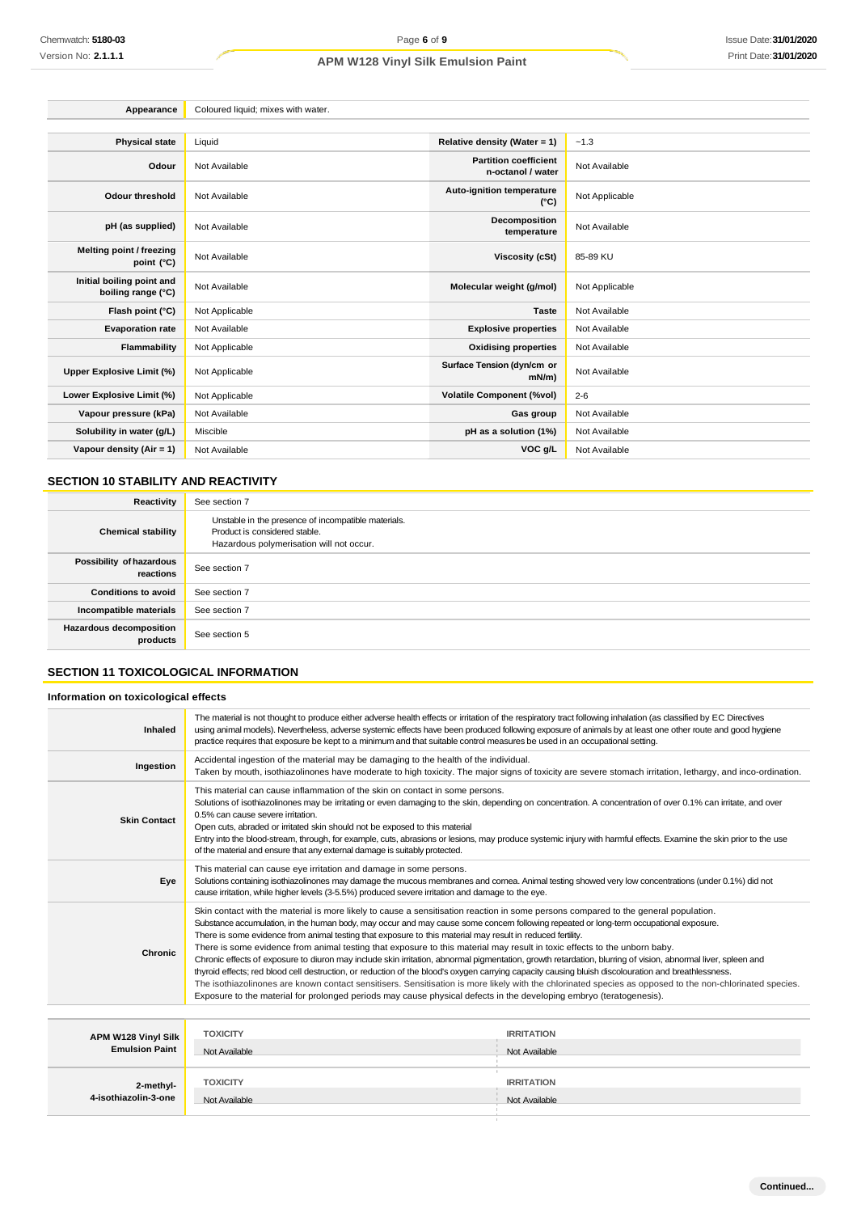| Appearance | Coloured liquid; mixes with water. |
|---|---|

| Physical state | Liquid | Relative density (Water = 1) | ~1.3 |
|---|---|---|---|
| Odour | Not Available | Partition coefficient n-octanol / water | Not Available |
| Odour threshold | Not Available | Auto-ignition temperature (°C) | Not Applicable |
| pH (as supplied) | Not Available | Decomposition temperature | Not Available |
| Melting point / freezing point (°C) | Not Available | Viscosity (cSt) | 85-89 KU |
| Initial boiling point and boiling range (°C) | Not Available | Molecular weight (g/mol) | Not Applicable |
| Flash point (°C) | Not Applicable | Taste | Not Available |
| Evaporation rate | Not Available | Explosive properties | Not Available |
| Flammability | Not Applicable | Oxidising properties | Not Available |
| Upper Explosive Limit (%) | Not Applicable | Surface Tension (dyn/cm or mN/m) | Not Available |
| Lower Explosive Limit (%) | Not Applicable | Volatile Component (%vol) | 2-6 |
| Vapour pressure (kPa) | Not Available | Gas group | Not Available |
| Solubility in water (g/L) | Miscible | pH as a solution (1%) | Not Available |
| Vapour density (Air = 1) | Not Available | VOC g/L | Not Available |

## SECTION 10 STABILITY AND REACTIVITY

| Reactivity | See section 7 |
|---|---|
| Chemical stability | Unstable in the presence of incompatible materials.<br>Product is considered stable.<br>Hazardous polymerisation will not occur. |
| Possibility of hazardous reactions | See section 7 |
| Conditions to avoid | See section 7 |
| Incompatible materials | See section 7 |
| Hazardous decomposition products | See section 5 |

## SECTION 11 TOXICOLOGICAL INFORMATION

### Information on toxicological effects

| Inhaled | The material is not thought to produce either adverse health effects or irritation of the respiratory tract following inhalation (as classified by EC Directives using animal models). Nevertheless, adverse systemic effects have been produced following exposure of animals by at least one other route and good hygiene practice requires that exposure be kept to a minimum and that suitable control measures be used in an occupational setting. |
|---|---|
| Ingestion | Accidental ingestion of the material may be damaging to the health of the individual.<br>Taken by mouth, isothiazolinones have moderate to high toxicity. The major signs of toxicity are severe stomach irritation, lethargy, and inco-ordination. |
| Skin Contact | This material can cause inflammation of the skin on contact in some persons.<br>Solutions of isothiazolinones may be irritating or even damaging to the skin, depending on concentration. A concentration of over 0.1% can irritate, and over 0.5% can cause severe irritation.<br>Open cuts, abraded or irritated skin should not be exposed to this material<br>Entry into the blood-stream, through, for example, cuts, abrasions or lesions, may produce systemic injury with harmful effects. Examine the skin prior to the use of the material and ensure that any external damage is suitably protected. |
| Eye | This material can cause eye irritation and damage in some persons.<br>Solutions containing isothiazolinones may damage the mucous membranes and cornea. Animal testing showed very low concentrations (under 0.1%) did not cause irritation, while higher levels (3-5.5%) produced severe irritation and damage to the eye. |
| Chronic | Skin contact with the material is more likely to cause a sensitisation reaction in some persons compared to the general population.<br>Substance accumulation, in the human body, may occur and may cause some concern following repeated or long-term occupational exposure.<br>There is some evidence from animal testing that exposure to this material may result in reduced fertility.<br>There is some evidence from animal testing that exposure to this material may result in toxic effects to the unborn baby.<br>Chronic effects of exposure to diuron may include skin irritation, abnormal pigmentation, growth retardation, blurring of vision, abnormal liver, spleen and thyroid effects; red blood cell destruction, or reduction of the blood's oxygen carrying capacity causing bluish discolouration and breathlessness.<br>The isothiazolinones are known contact sensitisers. Sensitisation is more likely with the chlorinated species as opposed to the non-chlorinated species.<br>Exposure to the material for prolonged periods may cause physical defects in the developing embryo (teratogenesis). |

| | TOXICITY | IRRITATION |
|---|---|---|
| APM W128 Vinyl Silk Emulsion Paint | Not Available | Not Available |

| | TOXICITY | IRRITATION |
|---|---|---|
| 2-methyl-4-isothiazolin-3-one | Not Available | Not Available |

Continued...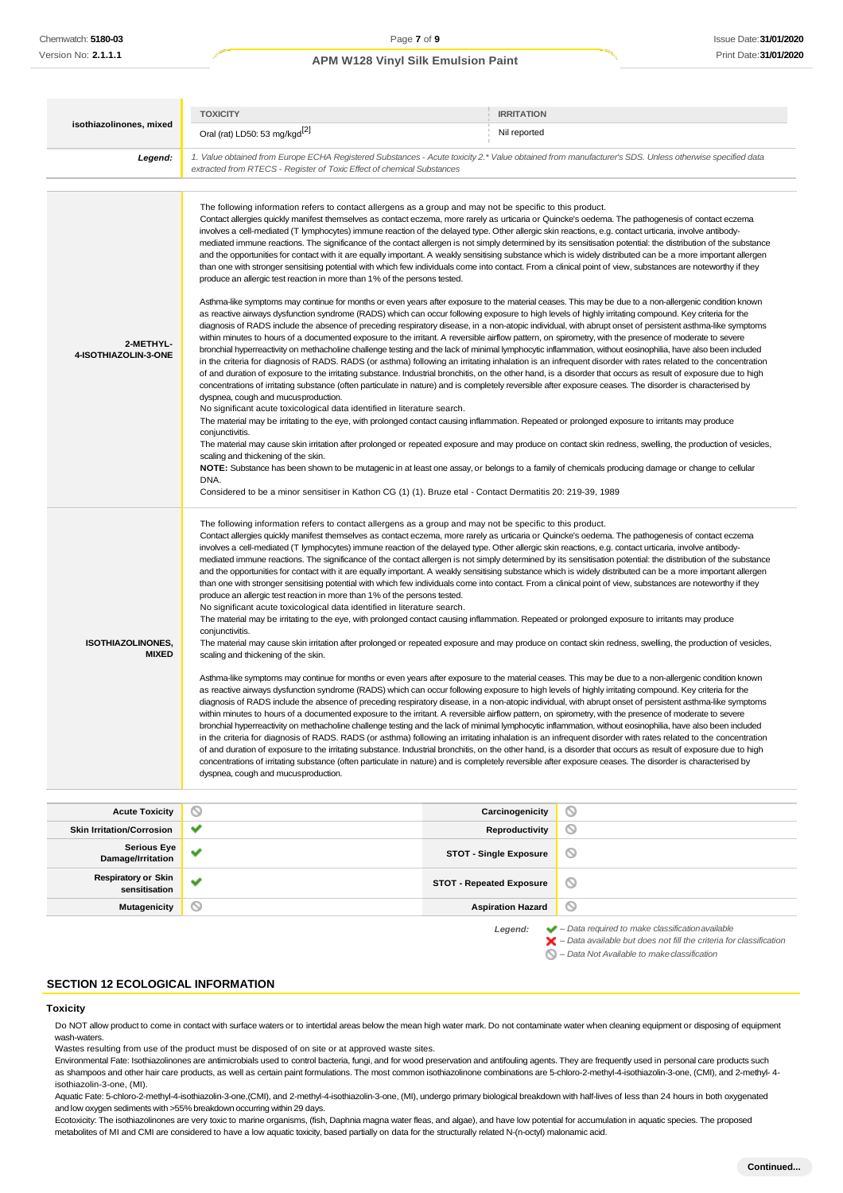| isothiazolinones, mixed | TOXICITY | IRRITATION |
|---|---|---|
| | Oral (rat) LD50: 53 mg/kgd[2] | Nil reported |
| **Legend:** | *1. Value obtained from Europe ECHA Registered Substances - Acute toxicity 2.* Value obtained from manufacturer's SDS. Unless otherwise specified data extracted from RTECS - Register of Toxic Effect of chemical Substances* | |

| | |
|---|---|
| **2-METHYL-4-ISOTHIAZOLIN-3-ONE** | The following information refers to contact allergens as a group and may not be specific to this product. Contact allergies quickly manifest themselves as contact eczema, more rarely as urticaria or Quincke's oedema. The pathogenesis of contact eczema involves a cell-mediated (T lymphocytes) immune reaction of the delayed type. Other allergic skin reactions, e.g. contact urticaria, involve antibody-mediated immune reactions. The significance of the contact allergen is not simply determined by its sensitisation potential: the distribution of the substance and the opportunities for contact with it are equally important. A weakly sensitising substance which is widely distributed can be a more important allergen than one with stronger sensitising potential with which few individuals come into contact. From a clinical point of view, substances are noteworthy if they produce an allergic test reaction in more than 1% of the persons tested.<br><br>Asthma-like symptoms may continue for months or even years after exposure to the material ceases. This may be due to a non-allergenic condition known as reactive airways dysfunction syndrome (RADS) which can occur following exposure to high levels of highly irritating compound. Key criteria for the diagnosis of RADS include the absence of preceding respiratory disease, in a non-atopic individual, with abrupt onset of persistent asthma-like symptoms within minutes to hours of a documented exposure to the irritant. A reversible airflow pattern, on spirometry, with the presence of moderate to severe bronchial hyperreactivity on methacholine challenge testing and the lack of minimal lymphocytic inflammation, without eosinophilia, have also been included in the criteria for diagnosis of RADS. RADS (or asthma) following an irritating inhalation is an infrequent disorder with rates related to the concentration of and duration of exposure to the irritating substance. Industrial bronchitis, on the other hand, is a disorder that occurs as result of exposure due to high concentrations of irritating substance (often particulate in nature) and is completely reversible after exposure ceases. The disorder is characterised by dyspnea, cough and mucus production.<br>No significant acute toxicological data identified in literature search.<br>The material may be irritating to the eye, with prolonged contact causing inflammation. Repeated or prolonged exposure to irritants may produce conjunctivitis.<br>The material may cause skin irritation after prolonged or repeated exposure and may produce on contact skin redness, swelling, the production of vesicles, scaling and thickening of the skin.<br>**NOTE:** Substance has been shown to be mutagenic in at least one assay, or belongs to a family of chemicals producing damage or change to cellular DNA.<br>Considered to be a minor sensitiser in Kathon CG (1) (1). Bruze etal - Contact Dermatitis 20: 219-39, 1989 |
| **ISOTHIAZOLINONES, MIXED** | The following information refers to contact allergens as a group and may not be specific to this product. Contact allergies quickly manifest themselves as contact eczema, more rarely as urticaria or Quincke's oedema. The pathogenesis of contact eczema involves a cell-mediated (T lymphocytes) immune reaction of the delayed type. Other allergic skin reactions, e.g. contact urticaria, involve antibody-mediated immune reactions. The significance of the contact allergen is not simply determined by its sensitisation potential: the distribution of the substance and the opportunities for contact with it are equally important. A weakly sensitising substance which is widely distributed can be a more important allergen than one with stronger sensitising potential with which few individuals come into contact. From a clinical point of view, substances are noteworthy if they produce an allergic test reaction in more than 1% of the persons tested.<br>No significant acute toxicological data identified in literature search.<br>The material may be irritating to the eye, with prolonged contact causing inflammation. Repeated or prolonged exposure to irritants may produce conjunctivitis.<br>The material may cause skin irritation after prolonged or repeated exposure and may produce on contact skin redness, swelling, the production of vesicles, scaling and thickening of the skin.<br><br>Asthma-like symptoms may continue for months or even years after exposure to the material ceases. This may be due to a non-allergenic condition known as reactive airways dysfunction syndrome (RADS) which can occur following exposure to high levels of highly irritating compound. Key criteria for the diagnosis of RADS include the absence of preceding respiratory disease, in a non-atopic individual, with abrupt onset of persistent asthma-like symptoms within minutes to hours of a documented exposure to the irritant. A reversible airflow pattern, on spirometry, with the presence of moderate to severe bronchial hyperreactivity on methacholine challenge testing and the lack of minimal lymphocytic inflammation, without eosinophilia, have also been included in the criteria for diagnosis of RADS. RADS (or asthma) following an irritating inhalation is an infrequent disorder with rates related to the concentration of and duration of exposure to the irritating substance. Industrial bronchitis, on the other hand, is a disorder that occurs as result of exposure due to high concentrations of irritating substance (often particulate in nature) and is completely reversible after exposure ceases. The disorder is characterised by dyspnea, cough and mucus production. |

| | | | |
|---|---|---|---|
| **Acute Toxicity** | ⃠ | **Carcinogenicity** | ⃠ |
| **Skin Irritation/Corrosion** | ✔ | **Reproductivity** | ⃠ |
| **Serious Eye Damage/Irritation** | ✔ | **STOT - Single Exposure** | ⃠ |
| **Respiratory or Skin sensitisation** | ✔ | **STOT - Repeated Exposure** | ⃠ |
| **Mutagenicity** | ⃠ | **Aspiration Hazard** | ⃠ |

*Legend:*
✔ *– Data required to make classification available*
✘ *– Data available but does not fill the criteria for classification*
⃠ *– Data Not Available to make classification*

## SECTION 12 ECOLOGICAL INFORMATION

### Toxicity

Do NOT allow product to come in contact with surface waters or to intertidal areas below the mean high water mark. Do not contaminate water when cleaning equipment or disposing of equipment wash-waters.
Wastes resulting from use of the product must be disposed of on site or at approved waste sites.
Environmental Fate: Isothiazolinones are antimicrobials used to control bacteria, fungi, and for wood preservation and antifouling agents. They are frequently used in personal care products such as shampoos and other hair care products, as well as certain paint formulations. The most common isothiazolinone combinations are 5-chloro-2-methyl-4-isothiazolin-3-one, (CMI), and 2-methyl-4-isothiazolin-3-one, (MI).
Aquatic Fate: 5-chloro-2-methyl-4-isothiazolin-3-one,(CMI), and 2-methyl-4-isothiazolin-3-one, (MI), undergo primary biological breakdown with half-lives of less than 24 hours in both oxygenated and low oxygen sediments with >55% breakdown occurring within 29 days.
Ecotoxicity: The isothiazolinones are very toxic to marine organisms, (fish, Daphnia magna water fleas, and algae), and have low potential for accumulation in aquatic species. The proposed metabolites of MI and CMI are considered to have a low aquatic toxicity, based partially on data for the structurally related N-(n-octyl) malonamic acid.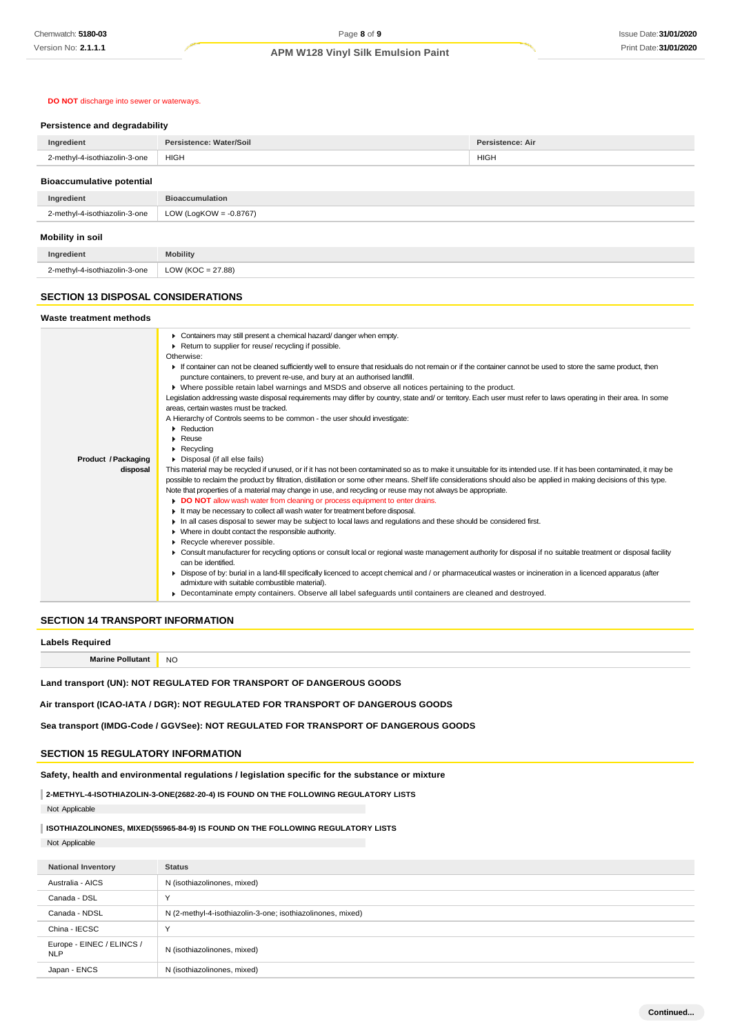**DO NOT** discharge into sewer or waterways.

### Persistence and degradability

| Ingredient | Persistence: Water/Soil | Persistence: Air |
|---|---|---|
| 2-methyl-4-isothiazolin-3-one | HIGH | HIGH |

### Bioaccumulative potential

| Ingredient | Bioaccumulation |
|---|---|
| 2-methyl-4-isothiazolin-3-one | LOW (LogKOW = -0.8767) |

### Mobility in soil

| Ingredient | Mobility |
|---|---|
| 2-methyl-4-isothiazolin-3-one | LOW (KOC = 27.88) |

## SECTION 13 DISPOSAL CONSIDERATIONS

### Waste treatment methods

**Product / Packaging disposal**

- Containers may still present a chemical hazard/ danger when empty.
- Return to supplier for reuse/ recycling if possible.

Otherwise:

- If container can not be cleaned sufficiently well to ensure that residuals do not remain or if the container cannot be used to store the same product, then puncture containers, to prevent re-use, and bury at an authorised landfill.
- Where possible retain label warnings and MSDS and observe all notices pertaining to the product.

Legislation addressing waste disposal requirements may differ by country, state and/ or territory. Each user must refer to laws operating in their area. In some areas, certain wastes must be tracked.

A Hierarchy of Controls seems to be common - the user should investigate:

- Reduction
- Reuse
- Recycling
- Disposal (if all else fails)

This material may be recycled if unused, or if it has not been contaminated so as to make it unsuitable for its intended use. If it has been contaminated, it may be possible to reclaim the product by filtration, distillation or some other means. Shelf life considerations should also be applied in making decisions of this type. Note that properties of a material may change in use, and recycling or reuse may not always be appropriate.

- **DO NOT** allow wash water from cleaning or process equipment to enter drains.
- It may be necessary to collect all wash water for treatment before disposal.
- In all cases disposal to sewer may be subject to local laws and regulations and these should be considered first.
- Where in doubt contact the responsible authority.
- Recycle wherever possible.
- Consult manufacturer for recycling options or consult local or regional waste management authority for disposal if no suitable treatment or disposal facility can be identified.
- Dispose of by: burial in a land-fill specifically licenced to accept chemical and / or pharmaceutical wastes or incineration in a licenced apparatus (after admixture with suitable combustible material).
- Decontaminate empty containers. Observe all label safeguards until containers are cleaned and destroyed.

## SECTION 14 TRANSPORT INFORMATION

### Labels Required

| Marine Pollutant | NO |
|---|---|

**Land transport (UN): NOT REGULATED FOR TRANSPORT OF DANGEROUS GOODS**

**Air transport (ICAO-IATA / DGR): NOT REGULATED FOR TRANSPORT OF DANGEROUS GOODS**

**Sea transport (IMDG-Code / GGVSee): NOT REGULATED FOR TRANSPORT OF DANGEROUS GOODS**

## SECTION 15 REGULATORY INFORMATION

### Safety, health and environmental regulations / legislation specific for the substance or mixture

**2-METHYL-4-ISOTHIAZOLIN-3-ONE(2682-20-4) IS FOUND ON THE FOLLOWING REGULATORY LISTS**

Not Applicable

**ISOTHIAZOLINONES, MIXED(55965-84-9) IS FOUND ON THE FOLLOWING REGULATORY LISTS**

Not Applicable

| National Inventory | Status |
|---|---|
| Australia - AICS | N (isothiazolinones, mixed) |
| Canada - DSL | Y |
| Canada - NDSL | N (2-methyl-4-isothiazolin-3-one; isothiazolinones, mixed) |
| China - IECSC | Y |
| Europe - EINEC / ELINCS / NLP | N (isothiazolinones, mixed) |
| Japan - ENCS | N (isothiazolinones, mixed) |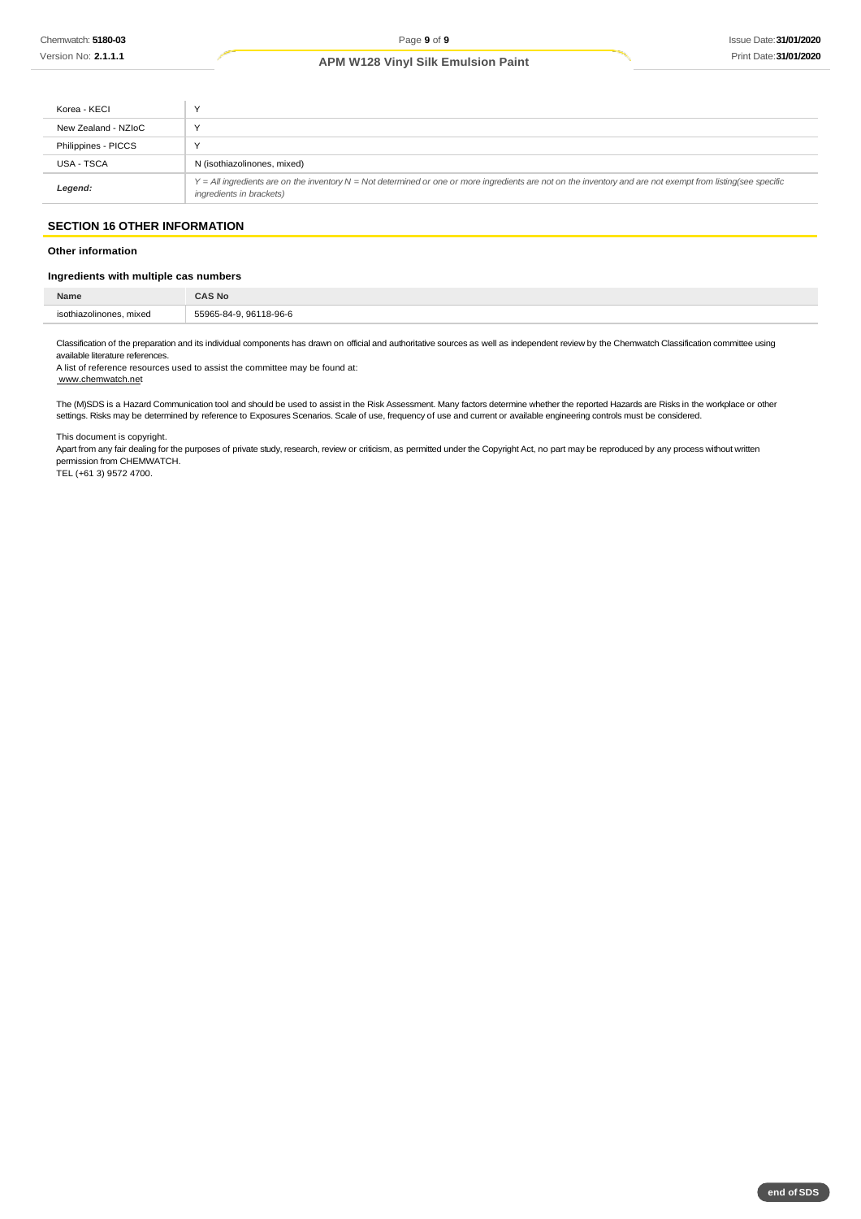| | |
|---|---|
| Korea - KECI | Y |
| New Zealand - NZIoC | Y |
| Philippines - PICCS | Y |
| USA - TSCA | N (isothiazolinones, mixed) |
| **Legend:** | *Y = All ingredients are on the inventory N = Not determined or one or more ingredients are not on the inventory and are not exempt from listing(see specific ingredients in brackets)* |

## SECTION 16 OTHER INFORMATION

### Other information

### Ingredients with multiple cas numbers

| Name | CAS No |
|---|---|
| isothiazolinones, mixed | 55965-84-9, 96118-96-6 |

Classification of the preparation and its individual components has drawn on official and authoritative sources as well as independent review by the Chemwatch Classification committee using available literature references.
A list of reference resources used to assist the committee may be found at:
www.chemwatch.net

The (M)SDS is a Hazard Communication tool and should be used to assist in the Risk Assessment. Many factors determine whether the reported Hazards are Risks in the workplace or other settings. Risks may be determined by reference to Exposures Scenarios. Scale of use, frequency of use and current or available engineering controls must be considered.

This document is copyright.
Apart from any fair dealing for the purposes of private study, research, review or criticism, as permitted under the Copyright Act, no part may be reproduced by any process without written permission from CHEMWATCH.
TEL (+61 3) 9572 4700.

end of SDS